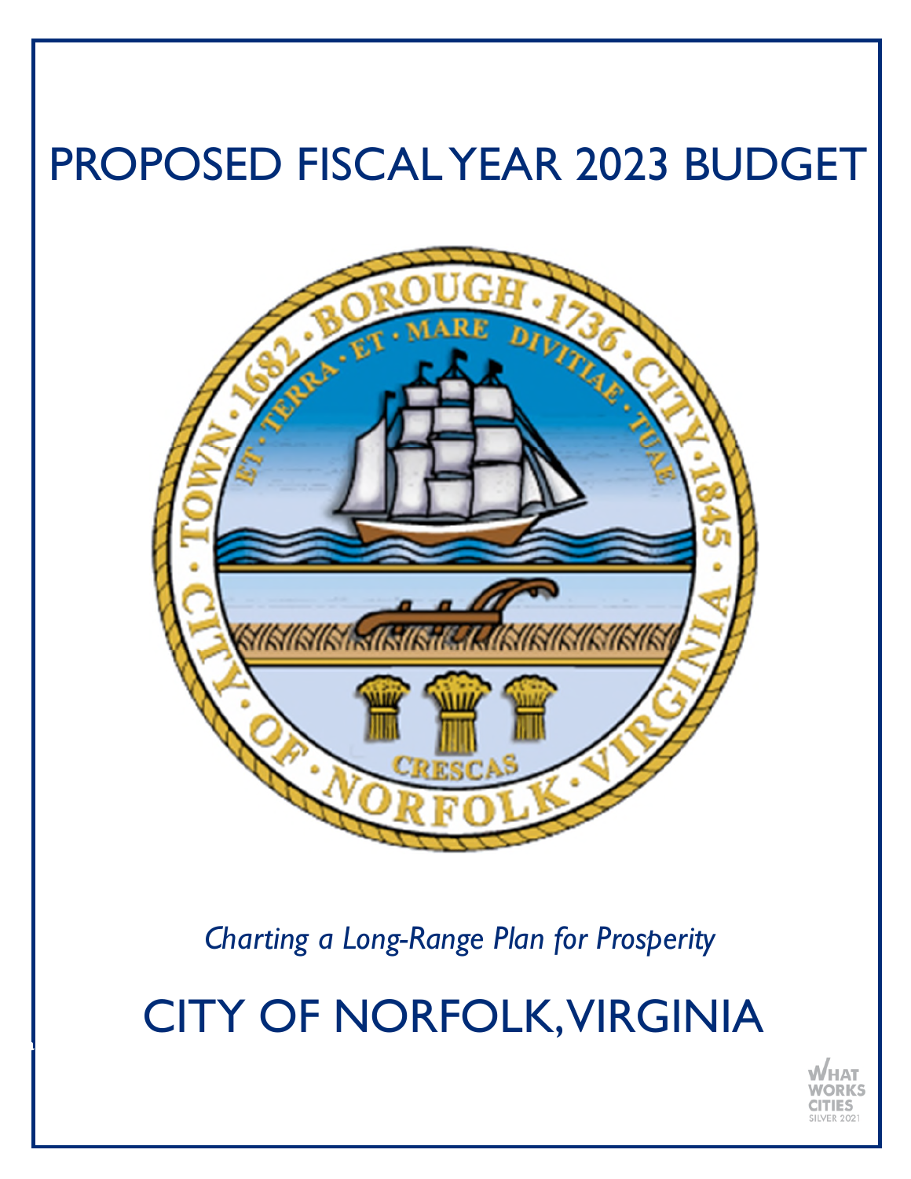# PROPOSED FISCAL YEAR 2023 BUDGET

*Charting a Long-Range Plan for Prosperity*

# CITY OF NORFOLK, VIRGINIA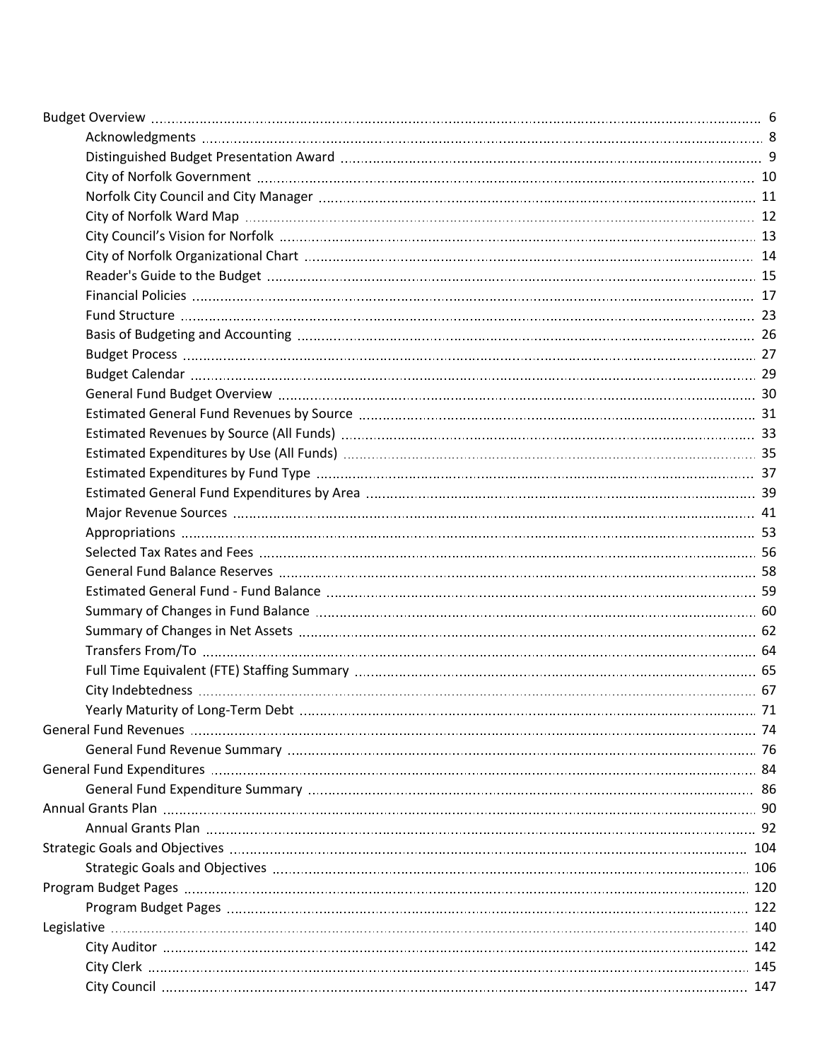- Budget Overview ... 6
  - Acknowledgments ... 8
  - Distinguished Budget Presentation Award ... 9
  - City of Norfolk Government ... 10
  - Norfolk City Council and City Manager ... 11
  - City of Norfolk Ward Map ... 12
  - City Council’s Vision for Norfolk ... 13
  - City of Norfolk Organizational Chart ... 14
  - Reader's Guide to the Budget ... 15
  - Financial Policies ... 17
  - Fund Structure ... 23
  - Basis of Budgeting and Accounting ... 26
  - Budget Process ... 27
  - Budget Calendar ... 29
  - General Fund Budget Overview ... 30
  - Estimated General Fund Revenues by Source ... 31
  - Estimated Revenues by Source (All Funds) ... 33
  - Estimated Expenditures by Use (All Funds) ... 35
  - Estimated Expenditures by Fund Type ... 37
  - Estimated General Fund Expenditures by Area ... 39
  - Major Revenue Sources ... 41
  - Appropriations ... 53
  - Selected Tax Rates and Fees ... 56
  - General Fund Balance Reserves ... 58
  - Estimated General Fund - Fund Balance ... 59
  - Summary of Changes in Fund Balance ... 60
  - Summary of Changes in Net Assets ... 62
  - Transfers From/To ... 64
  - Full Time Equivalent (FTE) Staffing Summary ... 65
  - City Indebtedness ... 67
  - Yearly Maturity of Long-Term Debt ... 71
- General Fund Revenues ... 74
  - General Fund Revenue Summary ... 76
- General Fund Expenditures ... 84
  - General Fund Expenditure Summary ... 86
- Annual Grants Plan ... 90
  - Annual Grants Plan ... 92
- Strategic Goals and Objectives ... 104
  - Strategic Goals and Objectives ... 106
- Program Budget Pages ... 120
  - Program Budget Pages ... 122
- Legislative ... 140
  - City Auditor ... 142
  - City Clerk ... 145
  - City Council ... 147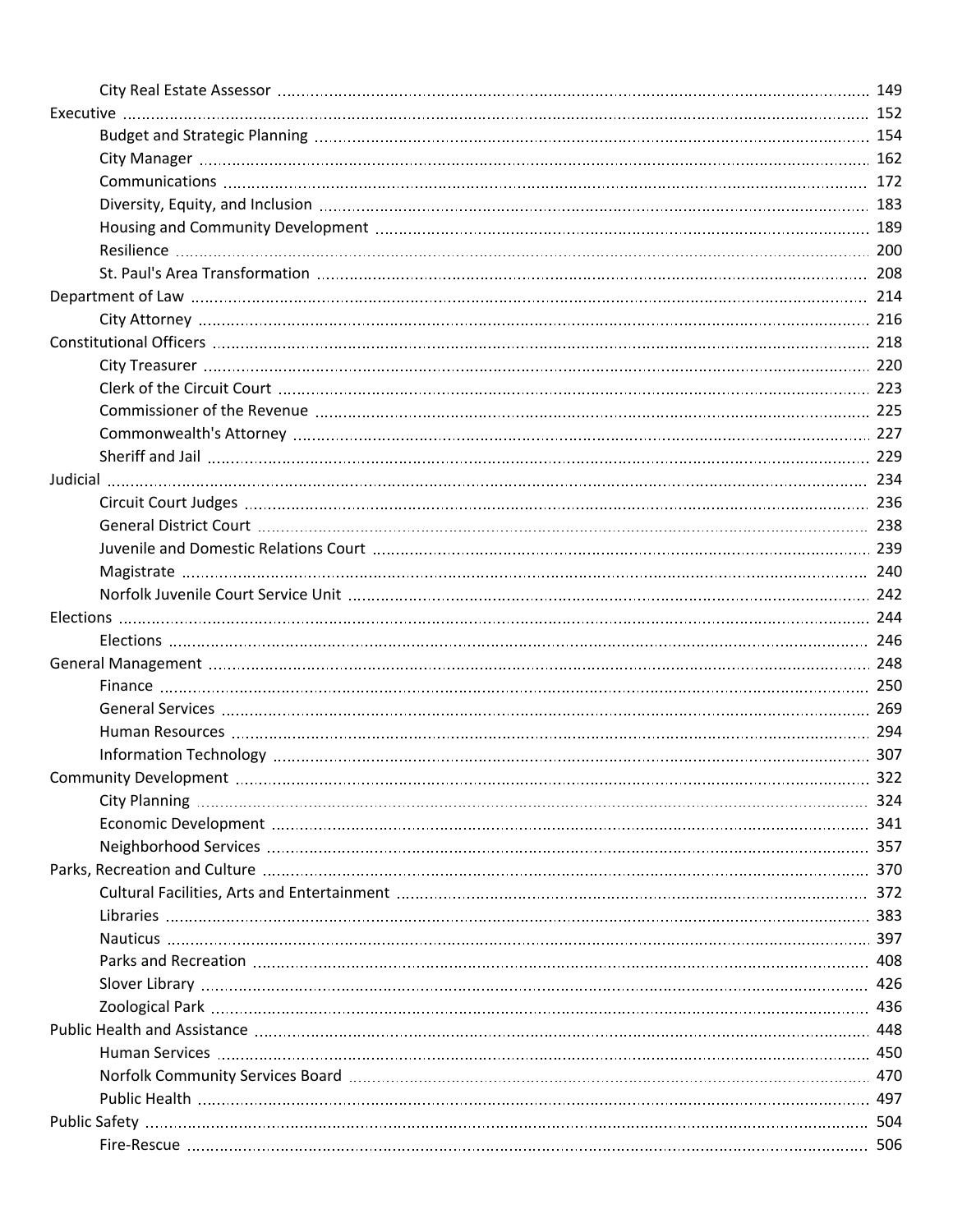- City Real Estate Assessor ........ 149

Executive ........ 152

- Budget and Strategic Planning ........ 154
- City Manager ........ 162
- Communications ........ 172
- Diversity, Equity, and Inclusion ........ 183
- Housing and Community Development ........ 189
- Resilience ........ 200
- St. Paul's Area Transformation ........ 208

Department of Law ........ 214

- City Attorney ........ 216

Constitutional Officers ........ 218

- City Treasurer ........ 220
- Clerk of the Circuit Court ........ 223
- Commissioner of the Revenue ........ 225
- Commonwealth's Attorney ........ 227
- Sheriff and Jail ........ 229

Judicial ........ 234

- Circuit Court Judges ........ 236
- General District Court ........ 238
- Juvenile and Domestic Relations Court ........ 239
- Magistrate ........ 240
- Norfolk Juvenile Court Service Unit ........ 242

Elections ........ 244

- Elections ........ 246

General Management ........ 248

- Finance ........ 250
- General Services ........ 269
- Human Resources ........ 294
- Information Technology ........ 307

Community Development ........ 322

- City Planning ........ 324
- Economic Development ........ 341
- Neighborhood Services ........ 357

Parks, Recreation and Culture ........ 370

- Cultural Facilities, Arts and Entertainment ........ 372
- Libraries ........ 383
- Nauticus ........ 397
- Parks and Recreation ........ 408
- Slover Library ........ 426
- Zoological Park ........ 436

Public Health and Assistance ........ 448

- Human Services ........ 450
- Norfolk Community Services Board ........ 470
- Public Health ........ 497

Public Safety ........ 504

- Fire-Rescue ........ 506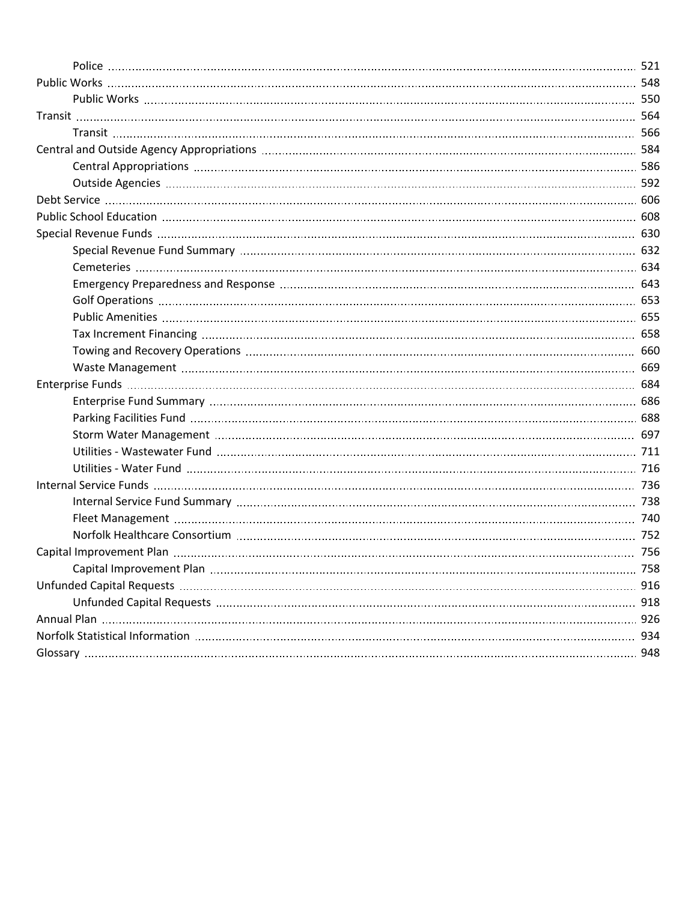- Police ... 521
- Public Works ... 548
  - Public Works ... 550
- Transit ... 564
  - Transit ... 566
- Central and Outside Agency Appropriations ... 584
  - Central Appropriations ... 586
  - Outside Agencies ... 592
- Debt Service ... 606
- Public School Education ... 608
- Special Revenue Funds ... 630
  - Special Revenue Fund Summary ... 632
  - Cemeteries ... 634
  - Emergency Preparedness and Response ... 643
  - Golf Operations ... 653
  - Public Amenities ... 655
  - Tax Increment Financing ... 658
  - Towing and Recovery Operations ... 660
  - Waste Management ... 669
- Enterprise Funds ... 684
  - Enterprise Fund Summary ... 686
  - Parking Facilities Fund ... 688
  - Storm Water Management ... 697
  - Utilities - Wastewater Fund ... 711
  - Utilities - Water Fund ... 716
- Internal Service Funds ... 736
  - Internal Service Fund Summary ... 738
  - Fleet Management ... 740
  - Norfolk Healthcare Consortium ... 752
- Capital Improvement Plan ... 756
  - Capital Improvement Plan ... 758
- Unfunded Capital Requests ... 916
  - Unfunded Capital Requests ... 918
- Annual Plan ... 926
- Norfolk Statistical Information ... 934
- Glossary ... 948